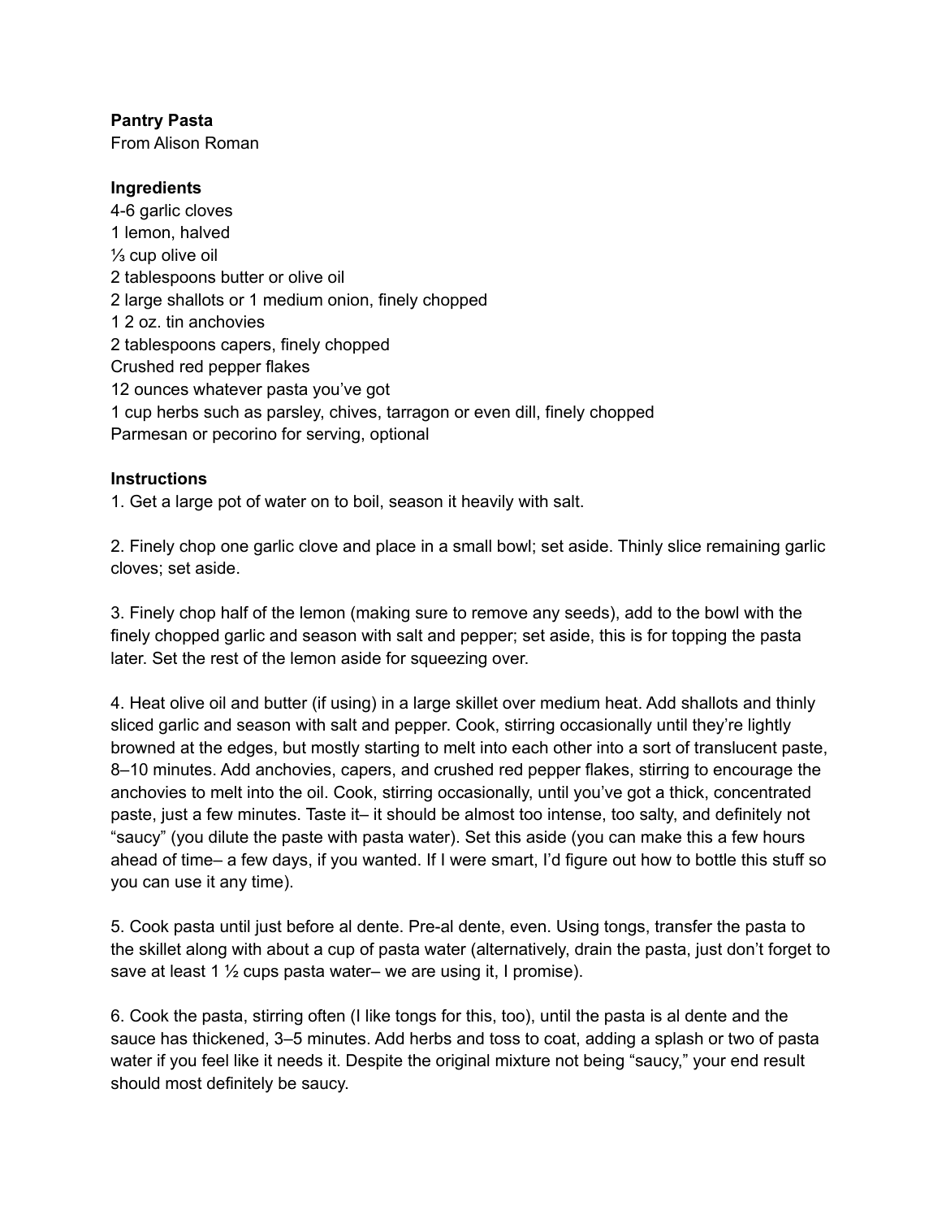**Pantry Pasta**
From Alison Roman

**Ingredients**

4-6 garlic cloves
1 lemon, halved
⅓ cup olive oil
2 tablespoons butter or olive oil
2 large shallots or 1 medium onion, finely chopped
1 2 oz. tin anchovies
2 tablespoons capers, finely chopped
Crushed red pepper flakes
12 ounces whatever pasta you've got
1 cup herbs such as parsley, chives, tarragon or even dill, finely chopped
Parmesan or pecorino for serving, optional

**Instructions**

1. Get a large pot of water on to boil, season it heavily with salt.

2. Finely chop one garlic clove and place in a small bowl; set aside. Thinly slice remaining garlic cloves; set aside.

3. Finely chop half of the lemon (making sure to remove any seeds), add to the bowl with the finely chopped garlic and season with salt and pepper; set aside, this is for topping the pasta later. Set the rest of the lemon aside for squeezing over.

4. Heat olive oil and butter (if using) in a large skillet over medium heat. Add shallots and thinly sliced garlic and season with salt and pepper. Cook, stirring occasionally until they're lightly browned at the edges, but mostly starting to melt into each other into a sort of translucent paste, 8–10 minutes. Add anchovies, capers, and crushed red pepper flakes, stirring to encourage the anchovies to melt into the oil. Cook, stirring occasionally, until you've got a thick, concentrated paste, just a few minutes. Taste it– it should be almost too intense, too salty, and definitely not "saucy" (you dilute the paste with pasta water). Set this aside (you can make this a few hours ahead of time– a few days, if you wanted. If I were smart, I'd figure out how to bottle this stuff so you can use it any time).

5. Cook pasta until just before al dente. Pre-al dente, even. Using tongs, transfer the pasta to the skillet along with about a cup of pasta water (alternatively, drain the pasta, just don't forget to save at least 1 ½ cups pasta water– we are using it, I promise).

6. Cook the pasta, stirring often (I like tongs for this, too), until the pasta is al dente and the sauce has thickened, 3–5 minutes. Add herbs and toss to coat, adding a splash or two of pasta water if you feel like it needs it. Despite the original mixture not being "saucy," your end result should most definitely be saucy.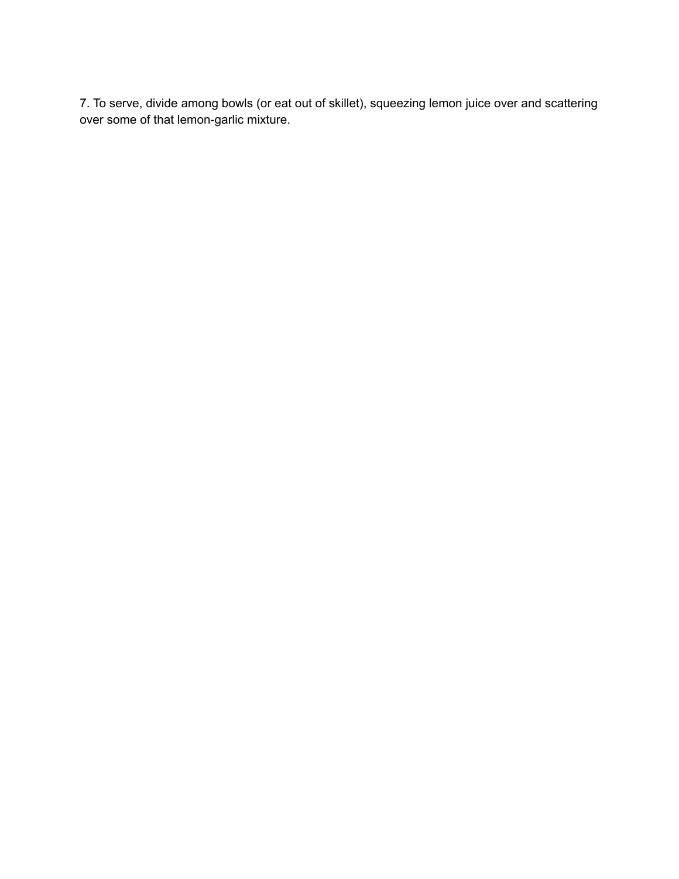7. To serve, divide among bowls (or eat out of skillet), squeezing lemon juice over and scattering over some of that lemon-garlic mixture.